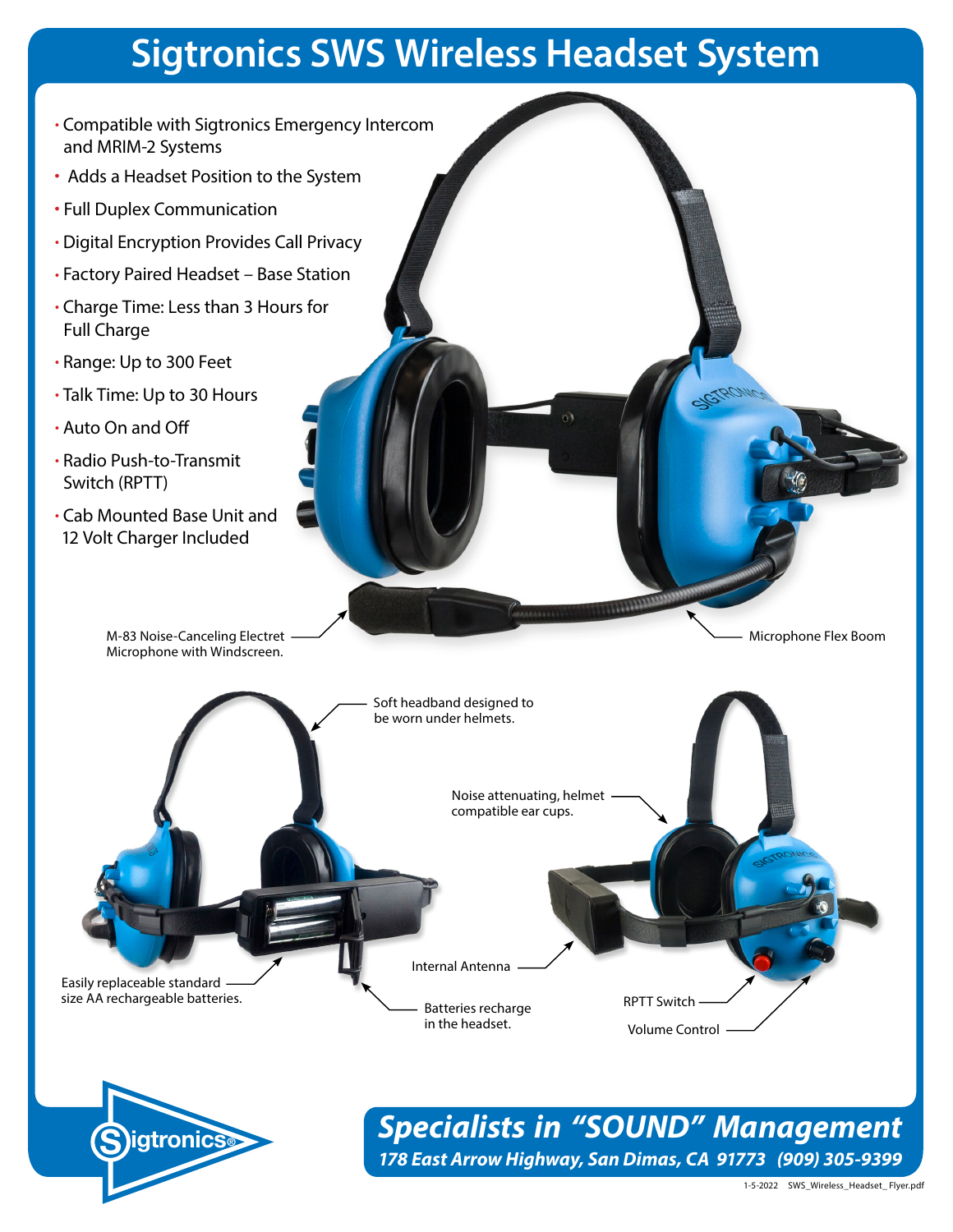# Sigtronics SWS Wireless Headset System

- Compatible with Sigtronics Emergency Intercom and MRIM-2 Systems
- Adds a Headset Position to the System
- Full Duplex Communication
- Digital Encryption Provides Call Privacy
- Factory Paired Headset – Base Station
- Charge Time: Less than 3 Hours for Full Charge
- Range: Up to 300 Feet
- Talk Time: Up to 30 Hours
- Auto On and Off
- Radio Push-to-Transmit Switch (RPTT)
- Cab Mounted Base Unit and 12 Volt Charger Included

M-83 Noise-Canceling Electret Microphone with Windscreen.

Microphone Flex Boom

Soft headband designed to be worn under helmets.

Noise attenuating, helmet compatible ear cups.

Easily replaceable standard size AA rechargeable batteries.

Internal Antenna

Batteries recharge in the headset.

RPTT Switch

Volume Control

Sigtronics®

***Specialists in "SOUND" Management***

***178 East Arrow Highway, San Dimas, CA 91773 (909) 305-9399***

1-5-2022 SWS_Wireless_Headset_Flyer.pdf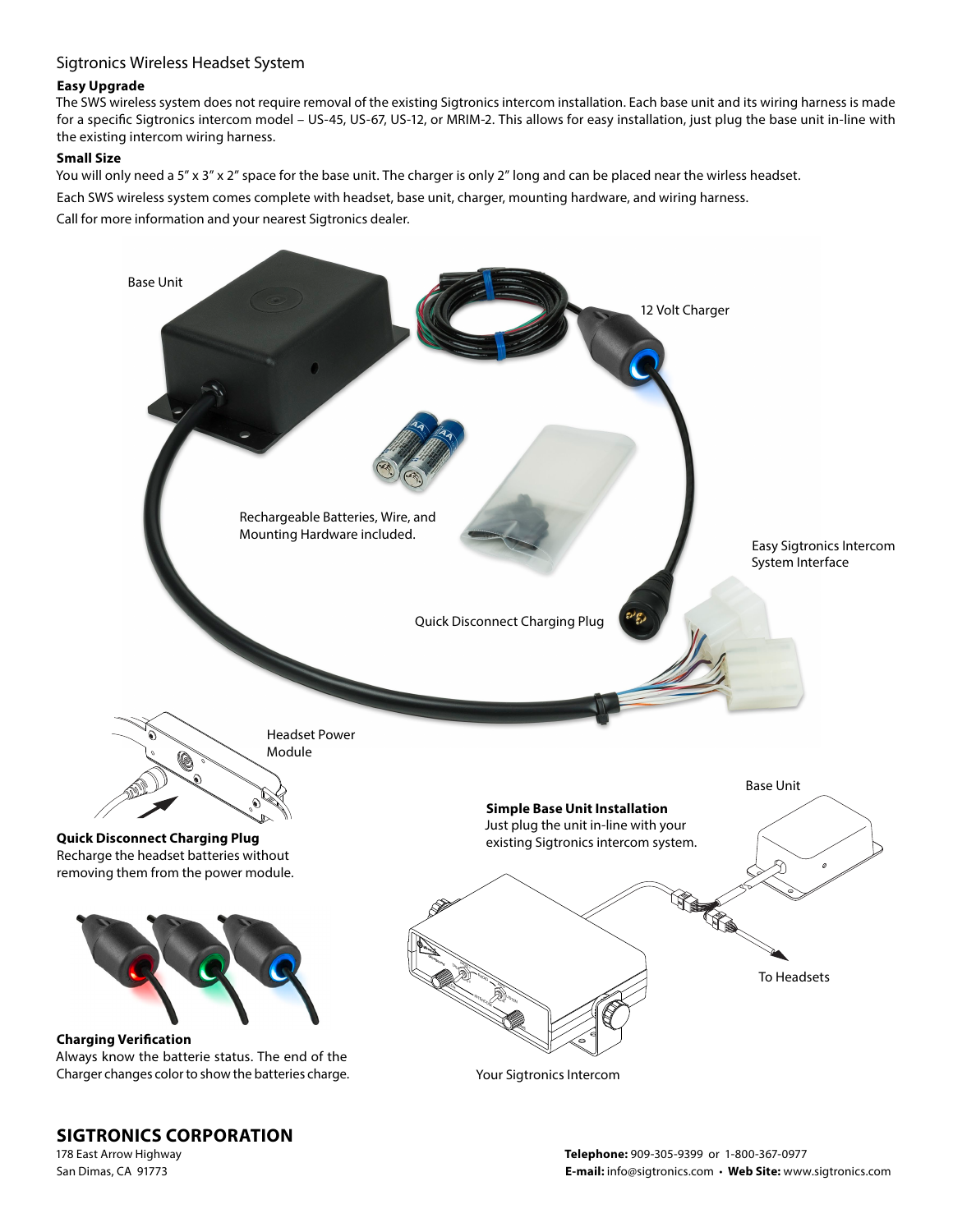Sigtronics Wireless Headset System

**Easy Upgrade**

The SWS wireless system does not require removal of the existing Sigtronics intercom installation. Each base unit and its wiring harness is made for a specific Sigtronics intercom model – US-45, US-67, US-12, or MRIM-2. This allows for easy installation, just plug the base unit in-line with the existing intercom wiring harness.

**Small Size**

You will only need a 5" x 3" x 2" space for the base unit. The charger is only 2" long and can be placed near the wirless headset.

Each SWS wireless system comes complete with headset, base unit, charger, mounting hardware, and wiring harness.

Call for more information and your nearest Sigtronics dealer.

Base Unit

12 Volt Charger

Rechargeable Batteries, Wire, and Mounting Hardware included.

Easy Sigtronics Intercom System Interface

Quick Disconnect Charging Plug

Headset Power Module

**Quick Disconnect Charging Plug**

Recharge the headset batteries without removing them from the power module.

**Simple Base Unit Installation**

Just plug the unit in-line with your existing Sigtronics intercom system.

Base Unit

To Headsets

Your Sigtronics Intercom

**Charging Verification**

Always know the batterie status. The end of the Charger changes color to show the batteries charge.

**SIGTRONICS CORPORATION**

178 East Arrow Highway
San Dimas, CA 91773

**Telephone:** 909-305-9399 or 1-800-367-0977
**E-mail:** info@sigtronics.com • **Web Site:** www.sigtronics.com